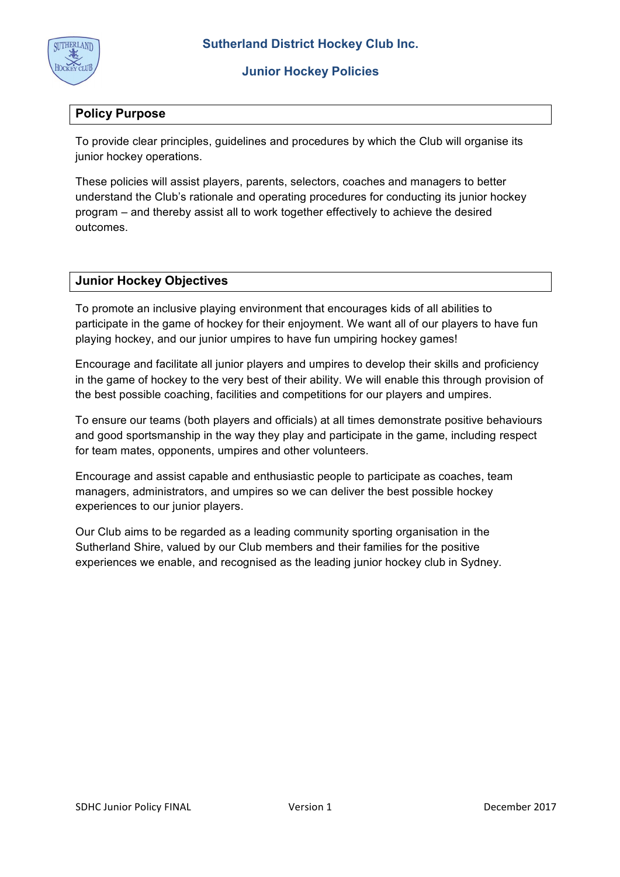# Sutherland District Hockey Club Inc.

## Junior Hockey Policies

### Policy Purpose

To provide clear principles, guidelines and procedures by which the Club will organise its junior hockey operations.

These policies will assist players, parents, selectors, coaches and managers to better understand the Club's rationale and operating procedures for conducting its junior hockey program – and thereby assist all to work together effectively to achieve the desired outcomes.

### Junior Hockey Objectives

To promote an inclusive playing environment that encourages kids of all abilities to participate in the game of hockey for their enjoyment. We want all of our players to have fun playing hockey, and our junior umpires to have fun umpiring hockey games!

Encourage and facilitate all junior players and umpires to develop their skills and proficiency in the game of hockey to the very best of their ability. We will enable this through provision of the best possible coaching, facilities and competitions for our players and umpires.

To ensure our teams (both players and officials) at all times demonstrate positive behaviours and good sportsmanship in the way they play and participate in the game, including respect for team mates, opponents, umpires and other volunteers.

Encourage and assist capable and enthusiastic people to participate as coaches, team managers, administrators, and umpires so we can deliver the best possible hockey experiences to our junior players.

Our Club aims to be regarded as a leading community sporting organisation in the Sutherland Shire, valued by our Club members and their families for the positive experiences we enable, and recognised as the leading junior hockey club in Sydney.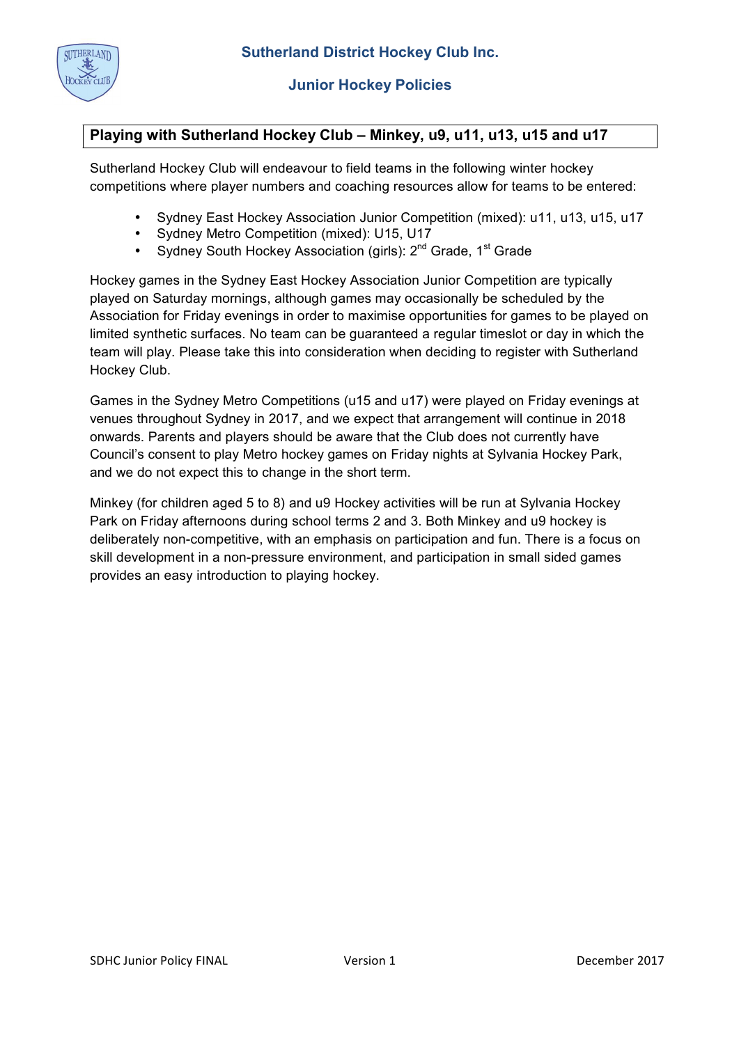## Playing with Sutherland Hockey Club – Minkey, u9, u11, u13, u15 and u17

Sutherland Hockey Club will endeavour to field teams in the following winter hockey competitions where player numbers and coaching resources allow for teams to be entered:

- Sydney East Hockey Association Junior Competition (mixed): u11, u13, u15, u17
- Sydney Metro Competition (mixed): U15, U17
- Sydney South Hockey Association (girls): 2nd Grade, 1st Grade

Hockey games in the Sydney East Hockey Association Junior Competition are typically played on Saturday mornings, although games may occasionally be scheduled by the Association for Friday evenings in order to maximise opportunities for games to be played on limited synthetic surfaces. No team can be guaranteed a regular timeslot or day in which the team will play. Please take this into consideration when deciding to register with Sutherland Hockey Club.

Games in the Sydney Metro Competitions (u15 and u17) were played on Friday evenings at venues throughout Sydney in 2017, and we expect that arrangement will continue in 2018 onwards. Parents and players should be aware that the Club does not currently have Council's consent to play Metro hockey games on Friday nights at Sylvania Hockey Park, and we do not expect this to change in the short term.

Minkey (for children aged 5 to 8) and u9 Hockey activities will be run at Sylvania Hockey Park on Friday afternoons during school terms 2 and 3. Both Minkey and u9 hockey is deliberately non-competitive, with an emphasis on participation and fun. There is a focus on skill development in a non-pressure environment, and participation in small sided games provides an easy introduction to playing hockey.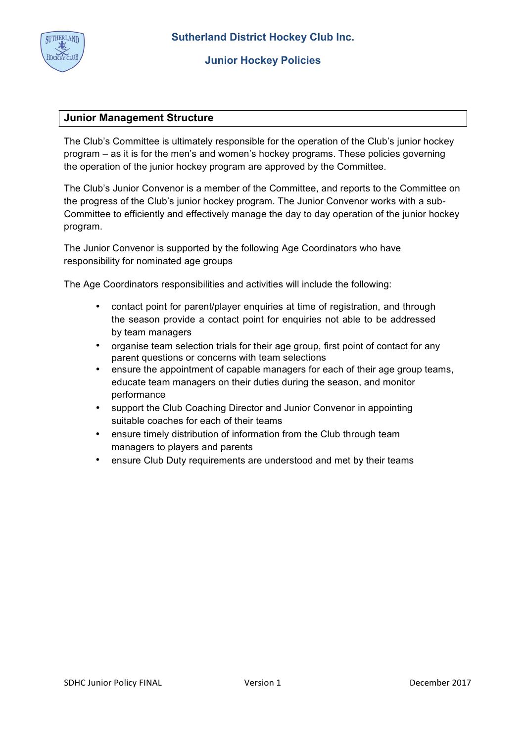## Junior Management Structure

The Club's Committee is ultimately responsible for the operation of the Club's junior hockey program – as it is for the men's and women's hockey programs. These policies governing the operation of the junior hockey program are approved by the Committee.

The Club's Junior Convenor is a member of the Committee, and reports to the Committee on the progress of the Club's junior hockey program. The Junior Convenor works with a sub-Committee to efficiently and effectively manage the day to day operation of the junior hockey program.

The Junior Convenor is supported by the following Age Coordinators who have responsibility for nominated age groups

The Age Coordinators responsibilities and activities will include the following:

- contact point for parent/player enquiries at time of registration, and through the season provide a contact point for enquiries not able to be addressed by team managers
- organise team selection trials for their age group, first point of contact for any parent questions or concerns with team selections
- ensure the appointment of capable managers for each of their age group teams, educate team managers on their duties during the season, and monitor performance
- support the Club Coaching Director and Junior Convenor in appointing suitable coaches for each of their teams
- ensure timely distribution of information from the Club through team managers to players and parents
- ensure Club Duty requirements are understood and met by their teams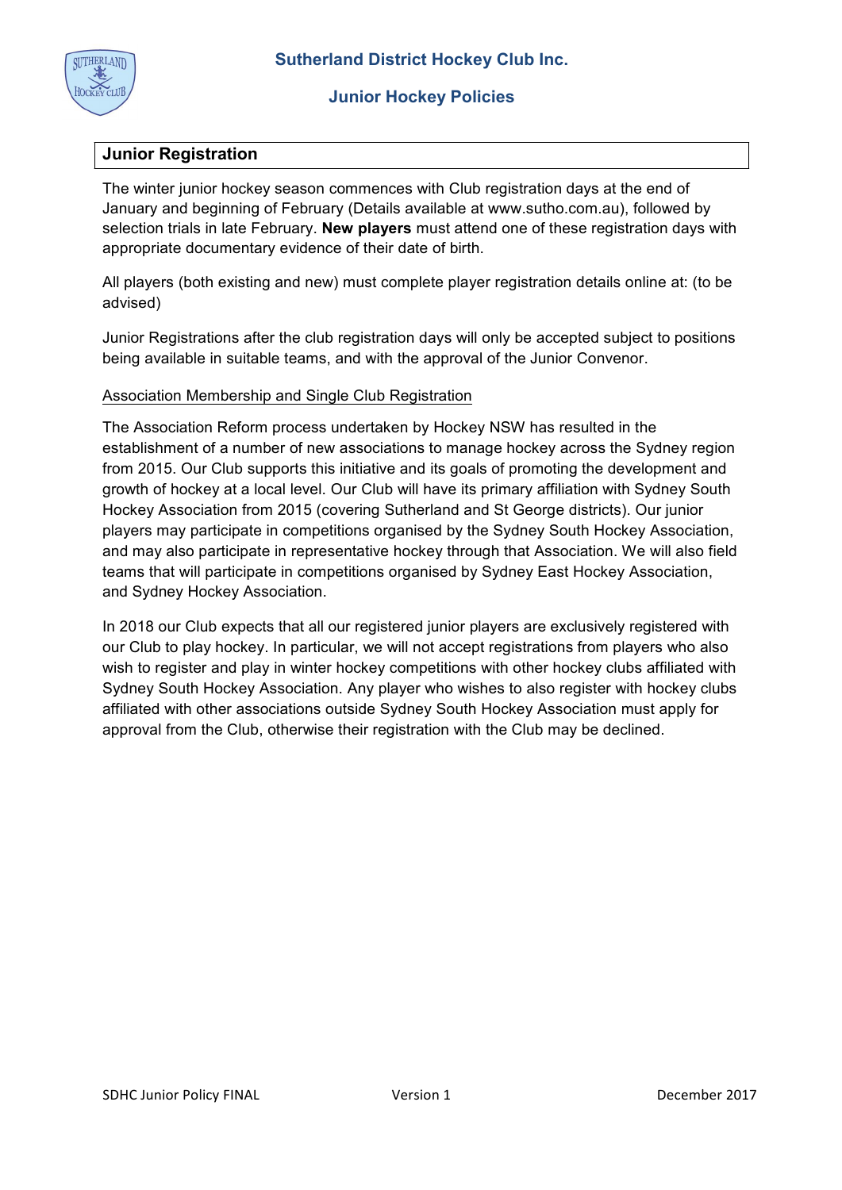## Junior Registration

The winter junior hockey season commences with Club registration days at the end of January and beginning of February (Details available at www.sutho.com.au), followed by selection trials in late February. **New players** must attend one of these registration days with appropriate documentary evidence of their date of birth.

All players (both existing and new) must complete player registration details online at: (to be advised)

Junior Registrations after the club registration days will only be accepted subject to positions being available in suitable teams, and with the approval of the Junior Convenor.

### Association Membership and Single Club Registration

The Association Reform process undertaken by Hockey NSW has resulted in the establishment of a number of new associations to manage hockey across the Sydney region from 2015. Our Club supports this initiative and its goals of promoting the development and growth of hockey at a local level. Our Club will have its primary affiliation with Sydney South Hockey Association from 2015 (covering Sutherland and St George districts). Our junior players may participate in competitions organised by the Sydney South Hockey Association, and may also participate in representative hockey through that Association. We will also field teams that will participate in competitions organised by Sydney East Hockey Association, and Sydney Hockey Association.

In 2018 our Club expects that all our registered junior players are exclusively registered with our Club to play hockey. In particular, we will not accept registrations from players who also wish to register and play in winter hockey competitions with other hockey clubs affiliated with Sydney South Hockey Association. Any player who wishes to also register with hockey clubs affiliated with other associations outside Sydney South Hockey Association must apply for approval from the Club, otherwise their registration with the Club may be declined.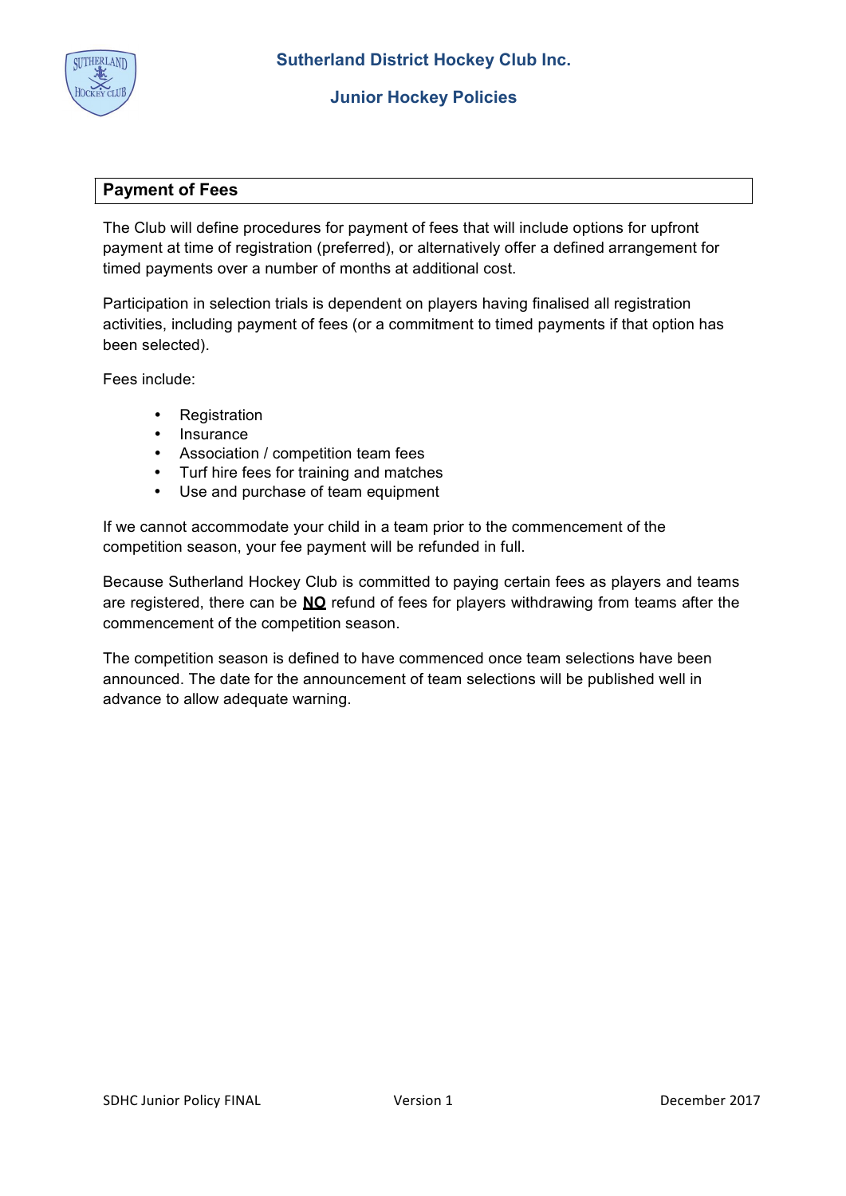## Payment of Fees

The Club will define procedures for payment of fees that will include options for upfront payment at time of registration (preferred), or alternatively offer a defined arrangement for timed payments over a number of months at additional cost.

Participation in selection trials is dependent on players having finalised all registration activities, including payment of fees (or a commitment to timed payments if that option has been selected).

Fees include:

- Registration
- Insurance
- Association / competition team fees
- Turf hire fees for training and matches
- Use and purchase of team equipment

If we cannot accommodate your child in a team prior to the commencement of the competition season, your fee payment will be refunded in full.

Because Sutherland Hockey Club is committed to paying certain fees as players and teams are registered, there can be <u>**NO**</u> refund of fees for players withdrawing from teams after the commencement of the competition season.

The competition season is defined to have commenced once team selections have been announced. The date for the announcement of team selections will be published well in advance to allow adequate warning.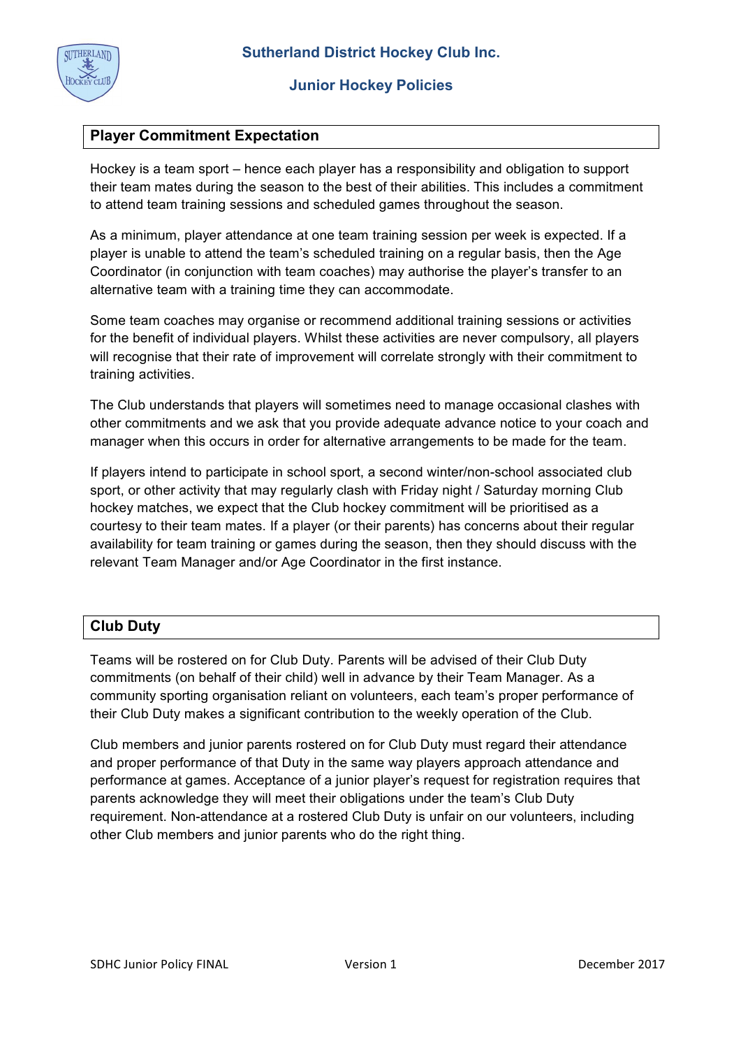## Player Commitment Expectation

Hockey is a team sport – hence each player has a responsibility and obligation to support their team mates during the season to the best of their abilities. This includes a commitment to attend team training sessions and scheduled games throughout the season.

As a minimum, player attendance at one team training session per week is expected. If a player is unable to attend the team's scheduled training on a regular basis, then the Age Coordinator (in conjunction with team coaches) may authorise the player's transfer to an alternative team with a training time they can accommodate.

Some team coaches may organise or recommend additional training sessions or activities for the benefit of individual players. Whilst these activities are never compulsory, all players will recognise that their rate of improvement will correlate strongly with their commitment to training activities.

The Club understands that players will sometimes need to manage occasional clashes with other commitments and we ask that you provide adequate advance notice to your coach and manager when this occurs in order for alternative arrangements to be made for the team.

If players intend to participate in school sport, a second winter/non-school associated club sport, or other activity that may regularly clash with Friday night / Saturday morning Club hockey matches, we expect that the Club hockey commitment will be prioritised as a courtesy to their team mates. If a player (or their parents) has concerns about their regular availability for team training or games during the season, then they should discuss with the relevant Team Manager and/or Age Coordinator in the first instance.

## Club Duty

Teams will be rostered on for Club Duty. Parents will be advised of their Club Duty commitments (on behalf of their child) well in advance by their Team Manager. As a community sporting organisation reliant on volunteers, each team's proper performance of their Club Duty makes a significant contribution to the weekly operation of the Club.

Club members and junior parents rostered on for Club Duty must regard their attendance and proper performance of that Duty in the same way players approach attendance and performance at games. Acceptance of a junior player's request for registration requires that parents acknowledge they will meet their obligations under the team's Club Duty requirement. Non-attendance at a rostered Club Duty is unfair on our volunteers, including other Club members and junior parents who do the right thing.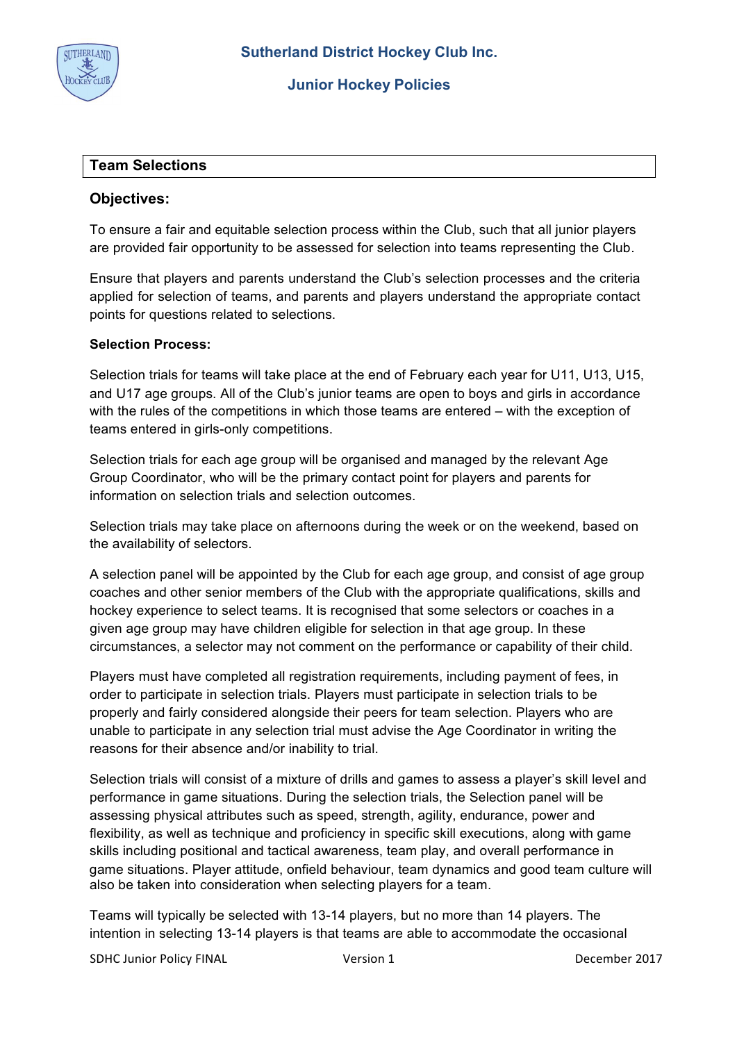## Team Selections

### Objectives:

To ensure a fair and equitable selection process within the Club, such that all junior players are provided fair opportunity to be assessed for selection into teams representing the Club.

Ensure that players and parents understand the Club's selection processes and the criteria applied for selection of teams, and parents and players understand the appropriate contact points for questions related to selections.

**Selection Process:**

Selection trials for teams will take place at the end of February each year for U11, U13, U15, and U17 age groups. All of the Club's junior teams are open to boys and girls in accordance with the rules of the competitions in which those teams are entered – with the exception of teams entered in girls-only competitions.

Selection trials for each age group will be organised and managed by the relevant Age Group Coordinator, who will be the primary contact point for players and parents for information on selection trials and selection outcomes.

Selection trials may take place on afternoons during the week or on the weekend, based on the availability of selectors.

A selection panel will be appointed by the Club for each age group, and consist of age group coaches and other senior members of the Club with the appropriate qualifications, skills and hockey experience to select teams. It is recognised that some selectors or coaches in a given age group may have children eligible for selection in that age group. In these circumstances, a selector may not comment on the performance or capability of their child.

Players must have completed all registration requirements, including payment of fees, in order to participate in selection trials. Players must participate in selection trials to be properly and fairly considered alongside their peers for team selection. Players who are unable to participate in any selection trial must advise the Age Coordinator in writing the reasons for their absence and/or inability to trial.

Selection trials will consist of a mixture of drills and games to assess a player's skill level and performance in game situations. During the selection trials, the Selection panel will be assessing physical attributes such as speed, strength, agility, endurance, power and flexibility, as well as technique and proficiency in specific skill executions, along with game skills including positional and tactical awareness, team play, and overall performance in game situations. Player attitude, onfield behaviour, team dynamics and good team culture will also be taken into consideration when selecting players for a team.

Teams will typically be selected with 13-14 players, but no more than 14 players. The intention in selecting 13-14 players is that teams are able to accommodate the occasional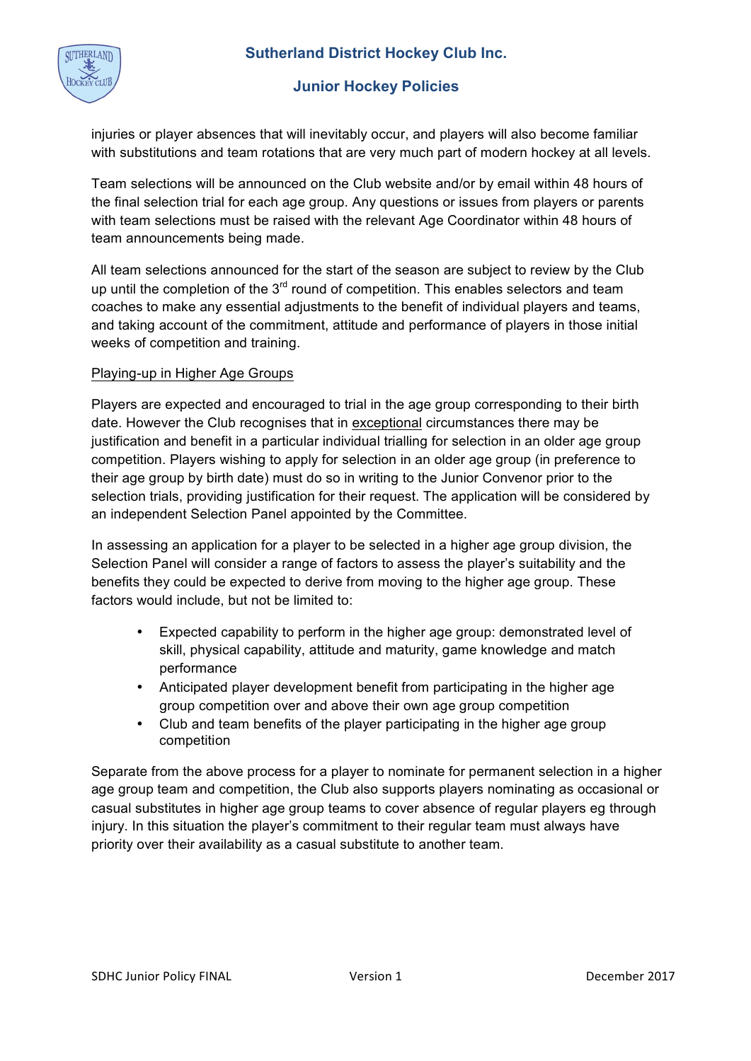injuries or player absences that will inevitably occur, and players will also become familiar with substitutions and team rotations that are very much part of modern hockey at all levels.

Team selections will be announced on the Club website and/or by email within 48 hours of the final selection trial for each age group. Any questions or issues from players or parents with team selections must be raised with the relevant Age Coordinator within 48 hours of team announcements being made.

All team selections announced for the start of the season are subject to review by the Club up until the completion of the 3rd round of competition. This enables selectors and team coaches to make any essential adjustments to the benefit of individual players and teams, and taking account of the commitment, attitude and performance of players in those initial weeks of competition and training.

<u>Playing-up in Higher Age Groups</u>

Players are expected and encouraged to trial in the age group corresponding to their birth date. However the Club recognises that in <u>exceptional</u> circumstances there may be justification and benefit in a particular individual trialling for selection in an older age group competition. Players wishing to apply for selection in an older age group (in preference to their age group by birth date) must do so in writing to the Junior Convenor prior to the selection trials, providing justification for their request. The application will be considered by an independent Selection Panel appointed by the Committee.

In assessing an application for a player to be selected in a higher age group division, the Selection Panel will consider a range of factors to assess the player's suitability and the benefits they could be expected to derive from moving to the higher age group. These factors would include, but not be limited to:

- Expected capability to perform in the higher age group: demonstrated level of skill, physical capability, attitude and maturity, game knowledge and match performance
- Anticipated player development benefit from participating in the higher age group competition over and above their own age group competition
- Club and team benefits of the player participating in the higher age group competition

Separate from the above process for a player to nominate for permanent selection in a higher age group team and competition, the Club also supports players nominating as occasional or casual substitutes in higher age group teams to cover absence of regular players eg through injury. In this situation the player's commitment to their regular team must always have priority over their availability as a casual substitute to another team.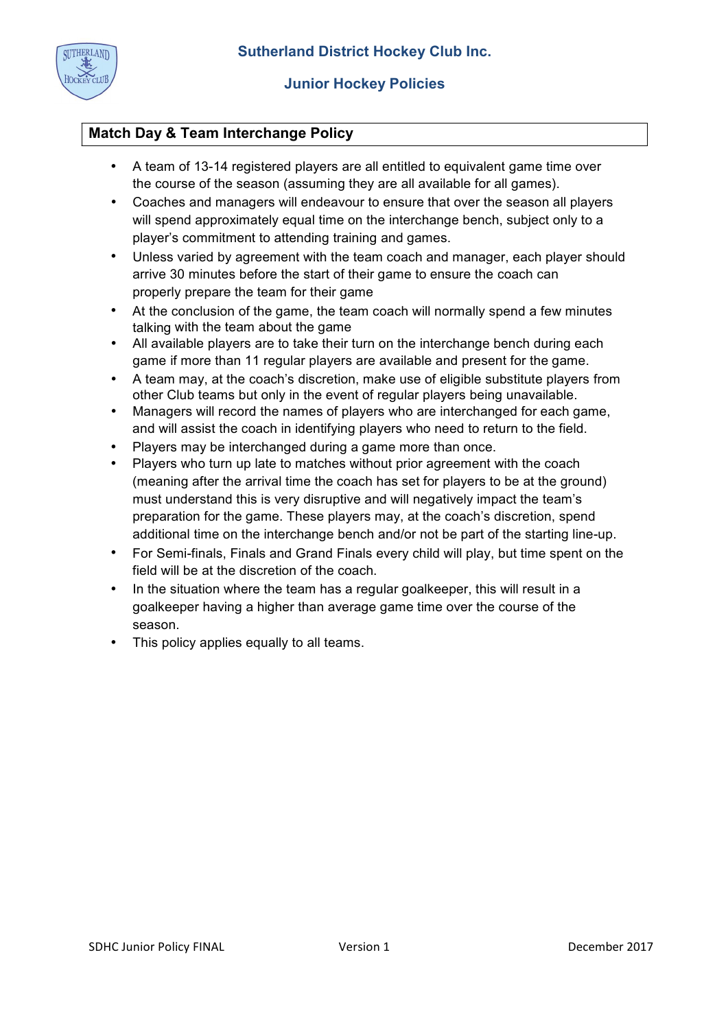## Match Day & Team Interchange Policy

- A team of 13-14 registered players are all entitled to equivalent game time over the course of the season (assuming they are all available for all games).
- Coaches and managers will endeavour to ensure that over the season all players will spend approximately equal time on the interchange bench, subject only to a player's commitment to attending training and games.
- Unless varied by agreement with the team coach and manager, each player should arrive 30 minutes before the start of their game to ensure the coach can properly prepare the team for their game
- At the conclusion of the game, the team coach will normally spend a few minutes talking with the team about the game
- All available players are to take their turn on the interchange bench during each game if more than 11 regular players are available and present for the game.
- A team may, at the coach's discretion, make use of eligible substitute players from other Club teams but only in the event of regular players being unavailable.
- Managers will record the names of players who are interchanged for each game, and will assist the coach in identifying players who need to return to the field.
- Players may be interchanged during a game more than once.
- Players who turn up late to matches without prior agreement with the coach (meaning after the arrival time the coach has set for players to be at the ground) must understand this is very disruptive and will negatively impact the team's preparation for the game. These players may, at the coach's discretion, spend additional time on the interchange bench and/or not be part of the starting line-up.
- For Semi-finals, Finals and Grand Finals every child will play, but time spent on the field will be at the discretion of the coach.
- In the situation where the team has a regular goalkeeper, this will result in a goalkeeper having a higher than average game time over the course of the season.
- This policy applies equally to all teams.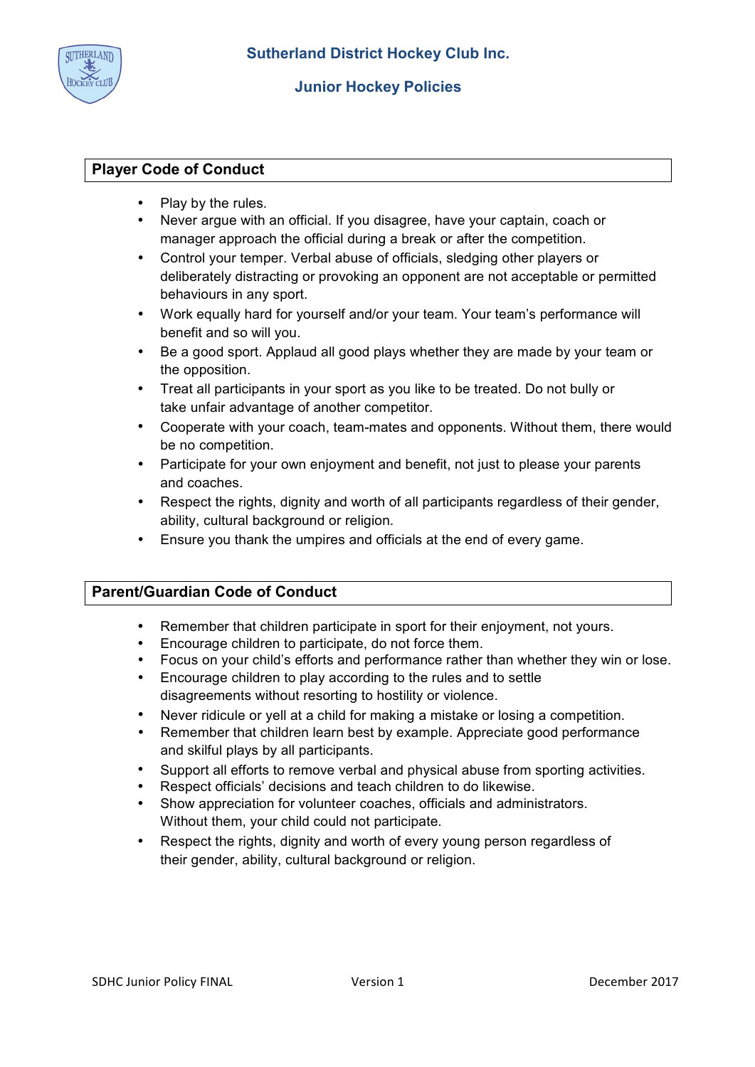## Player Code of Conduct

- Play by the rules.
- Never argue with an official. If you disagree, have your captain, coach or manager approach the official during a break or after the competition.
- Control your temper. Verbal abuse of officials, sledging other players or deliberately distracting or provoking an opponent are not acceptable or permitted behaviours in any sport.
- Work equally hard for yourself and/or your team. Your team's performance will benefit and so will you.
- Be a good sport. Applaud all good plays whether they are made by your team or the opposition.
- Treat all participants in your sport as you like to be treated. Do not bully or take unfair advantage of another competitor.
- Cooperate with your coach, team-mates and opponents. Without them, there would be no competition.
- Participate for your own enjoyment and benefit, not just to please your parents and coaches.
- Respect the rights, dignity and worth of all participants regardless of their gender, ability, cultural background or religion.
- Ensure you thank the umpires and officials at the end of every game.

## Parent/Guardian Code of Conduct

- Remember that children participate in sport for their enjoyment, not yours.
- Encourage children to participate, do not force them.
- Focus on your child's efforts and performance rather than whether they win or lose.
- Encourage children to play according to the rules and to settle disagreements without resorting to hostility or violence.
- Never ridicule or yell at a child for making a mistake or losing a competition.
- Remember that children learn best by example. Appreciate good performance and skilful plays by all participants.
- Support all efforts to remove verbal and physical abuse from sporting activities.
- Respect officials' decisions and teach children to do likewise.
- Show appreciation for volunteer coaches, officials and administrators. Without them, your child could not participate.
- Respect the rights, dignity and worth of every young person regardless of their gender, ability, cultural background or religion.